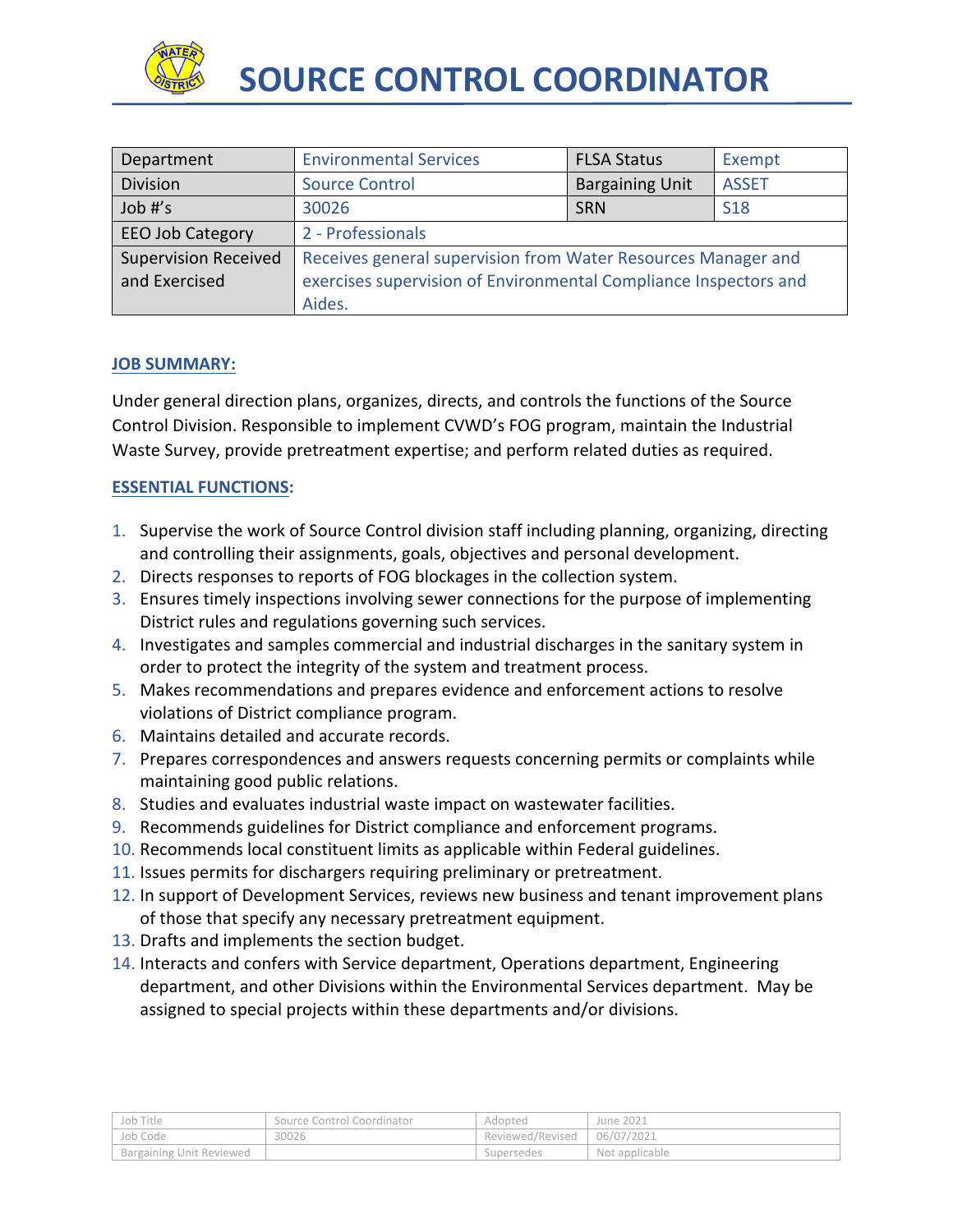# SOURCE CONTROL COORDINATOR

| Department | Environmental Services | FLSA Status | Exempt |
|---|---|---|---|
| Division | Source Control | Bargaining Unit | ASSET |
| Job #'s | 30026 | SRN | S18 |
| EEO Job Category | 2 - Professionals | | |
| Supervision Received and Exercised | Receives general supervision from Water Resources Manager and exercises supervision of Environmental Compliance Inspectors and Aides. | | |

## JOB SUMMARY:

Under general direction plans, organizes, directs, and controls the functions of the Source Control Division. Responsible to implement CVWD's FOG program, maintain the Industrial Waste Survey, provide pretreatment expertise; and perform related duties as required.

## ESSENTIAL FUNCTIONS:

1. Supervise the work of Source Control division staff including planning, organizing, directing and controlling their assignments, goals, objectives and personal development.
2. Directs responses to reports of FOG blockages in the collection system.
3. Ensures timely inspections involving sewer connections for the purpose of implementing District rules and regulations governing such services.
4. Investigates and samples commercial and industrial discharges in the sanitary system in order to protect the integrity of the system and treatment process.
5. Makes recommendations and prepares evidence and enforcement actions to resolve violations of District compliance program.
6. Maintains detailed and accurate records.
7. Prepares correspondences and answers requests concerning permits or complaints while maintaining good public relations.
8. Studies and evaluates industrial waste impact on wastewater facilities.
9. Recommends guidelines for District compliance and enforcement programs.
10. Recommends local constituent limits as applicable within Federal guidelines.
11. Issues permits for dischargers requiring preliminary or pretreatment.
12. In support of Development Services, reviews new business and tenant improvement plans of those that specify any necessary pretreatment equipment.
13. Drafts and implements the section budget.
14. Interacts and confers with Service department, Operations department, Engineering department, and other Divisions within the Environmental Services department. May be assigned to special projects within these departments and/or divisions.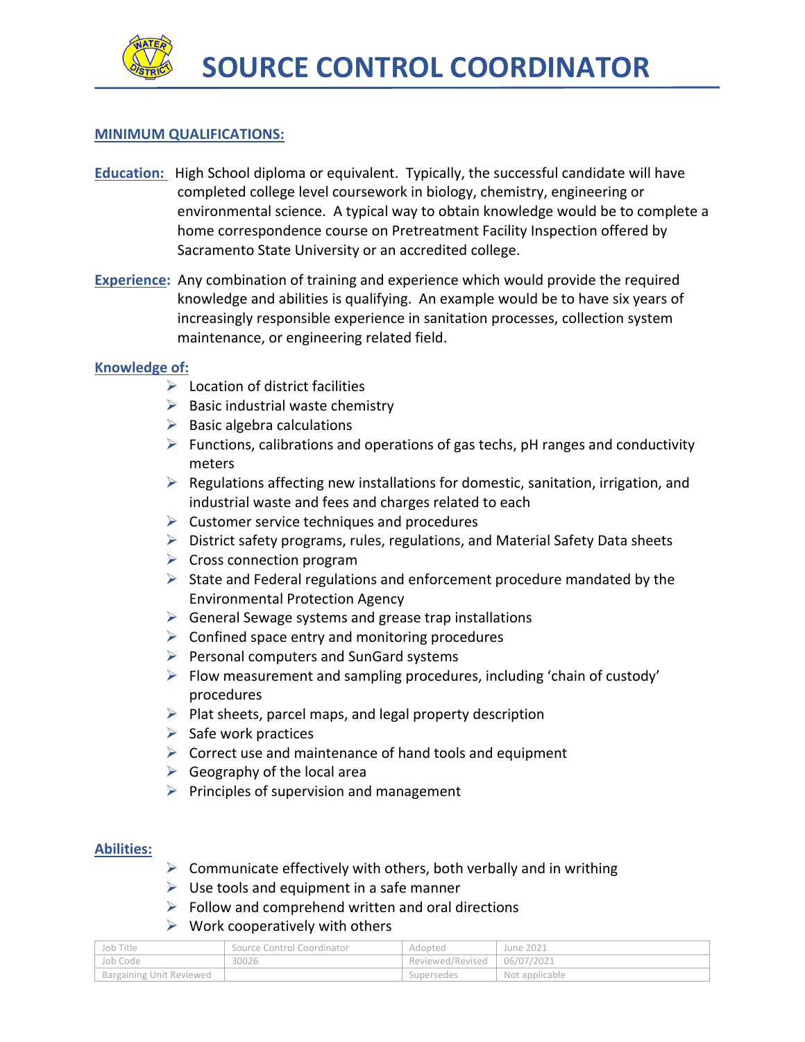# SOURCE CONTROL COORDINATOR

## MINIMUM QUALIFICATIONS:

**Education:** High School diploma or equivalent. Typically, the successful candidate will have completed college level coursework in biology, chemistry, engineering or environmental science. A typical way to obtain knowledge would be to complete a home correspondence course on Pretreatment Facility Inspection offered by Sacramento State University or an accredited college.

**Experience:** Any combination of training and experience which would provide the required knowledge and abilities is qualifying. An example would be to have six years of increasingly responsible experience in sanitation processes, collection system maintenance, or engineering related field.

**Knowledge of:**

- Location of district facilities
- Basic industrial waste chemistry
- Basic algebra calculations
- Functions, calibrations and operations of gas techs, pH ranges and conductivity meters
- Regulations affecting new installations for domestic, sanitation, irrigation, and industrial waste and fees and charges related to each
- Customer service techniques and procedures
- District safety programs, rules, regulations, and Material Safety Data sheets
- Cross connection program
- State and Federal regulations and enforcement procedure mandated by the Environmental Protection Agency
- General Sewage systems and grease trap installations
- Confined space entry and monitoring procedures
- Personal computers and SunGard systems
- Flow measurement and sampling procedures, including 'chain of custody' procedures
- Plat sheets, parcel maps, and legal property description
- Safe work practices
- Correct use and maintenance of hand tools and equipment
- Geography of the local area
- Principles of supervision and management

**Abilities:**

- Communicate effectively with others, both verbally and in writhing
- Use tools and equipment in a safe manner
- Follow and comprehend written and oral directions
- Work cooperatively with others

| Job Title | Source Control Coordinator | Adopted | June 2021 |
|---|---|---|---|
| Job Code | 30026 | Reviewed/Revised | 06/07/2021 |
| Bargaining Unit Reviewed | | Supersedes | Not applicable |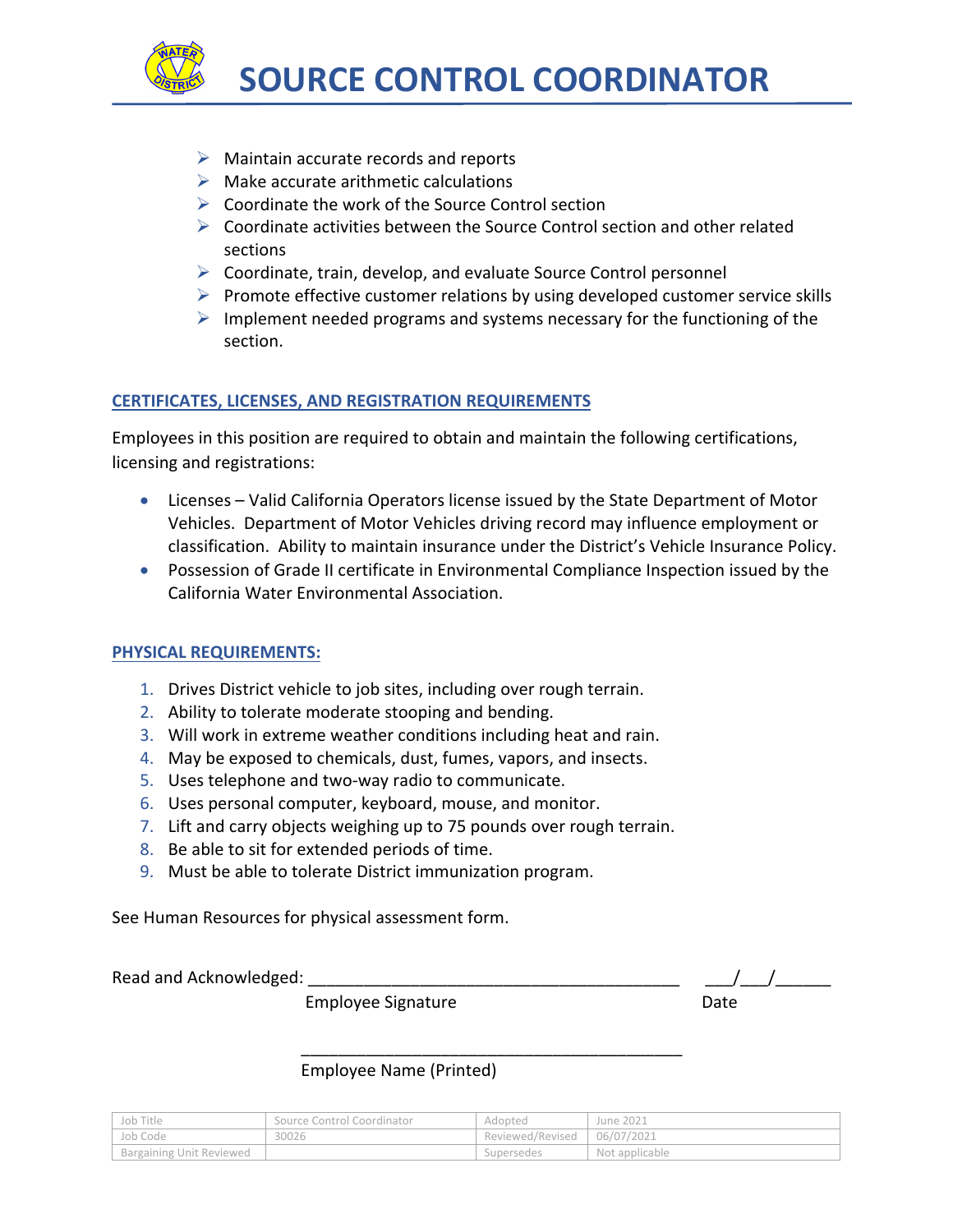- Maintain accurate records and reports
- Make accurate arithmetic calculations
- Coordinate the work of the Source Control section
- Coordinate activities between the Source Control section and other related sections
- Coordinate, train, develop, and evaluate Source Control personnel
- Promote effective customer relations by using developed customer service skills
- Implement needed programs and systems necessary for the functioning of the section.

## CERTIFICATES, LICENSES, AND REGISTRATION REQUIREMENTS

Employees in this position are required to obtain and maintain the following certifications, licensing and registrations:

- Licenses – Valid California Operators license issued by the State Department of Motor Vehicles. Department of Motor Vehicles driving record may influence employment or classification. Ability to maintain insurance under the District's Vehicle Insurance Policy.
- Possession of Grade II certificate in Environmental Compliance Inspection issued by the California Water Environmental Association.

## PHYSICAL REQUIREMENTS:

1. Drives District vehicle to job sites, including over rough terrain.
2. Ability to tolerate moderate stooping and bending.
3. Will work in extreme weather conditions including heat and rain.
4. May be exposed to chemicals, dust, fumes, vapors, and insects.
5. Uses telephone and two-way radio to communicate.
6. Uses personal computer, keyboard, mouse, and monitor.
7. Lift and carry objects weighing up to 75 pounds over rough terrain.
8. Be able to sit for extended periods of time.
9. Must be able to tolerate District immunization program.

See Human Resources for physical assessment form.

Read and Acknowledged: ________________________________________ ___/___/______

Employee Signature Date

________________________________________

Employee Name (Printed)

| | | | |
|---|---|---|---|
| Job Title | Source Control Coordinator | Adopted | June 2021 |
| Job Code | 30026 | Reviewed/Revised | 06/07/2021 |
| Bargaining Unit Reviewed | | Supersedes | Not applicable |